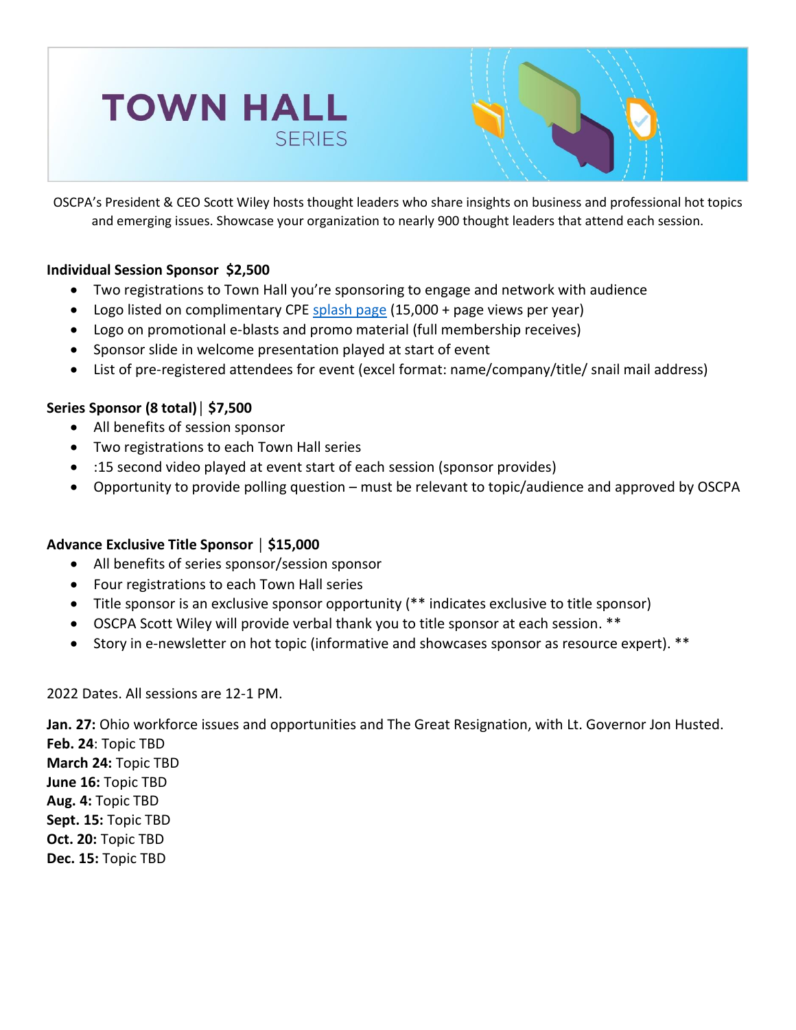# TOWN HALL
## SERIES

OSCPA's President & CEO Scott Wiley hosts thought leaders who share insights on business and professional hot topics and emerging issues. Showcase your organization to nearly 900 thought leaders that attend each session.

**Individual Session Sponsor  $2,500**

- Two registrations to Town Hall you're sponsoring to engage and network with audience
- Logo listed on complimentary CPE splash page (15,000 + page views per year)
- Logo on promotional e-blasts and promo material (full membership receives)
- Sponsor slide in welcome presentation played at start of event
- List of pre-registered attendees for event (excel format: name/company/title/ snail mail address)

**Series Sponsor (8 total) | $7,500**

- All benefits of session sponsor
- Two registrations to each Town Hall series
- :15 second video played at event start of each session (sponsor provides)
- Opportunity to provide polling question – must be relevant to topic/audience and approved by OSCPA

**Advance Exclusive Title Sponsor | $15,000**

- All benefits of series sponsor/session sponsor
- Four registrations to each Town Hall series
- Title sponsor is an exclusive sponsor opportunity (** indicates exclusive to title sponsor)
- OSCPA Scott Wiley will provide verbal thank you to title sponsor at each session. **
- Story in e-newsletter on hot topic (informative and showcases sponsor as resource expert). **

2022 Dates. All sessions are 12-1 PM.

**Jan. 27:** Ohio workforce issues and opportunities and The Great Resignation, with Lt. Governor Jon Husted.
**Feb. 24**: Topic TBD
**March 24:** Topic TBD
**June 16:** Topic TBD
**Aug. 4:** Topic TBD
**Sept. 15:** Topic TBD
**Oct. 20:** Topic TBD
**Dec. 15:** Topic TBD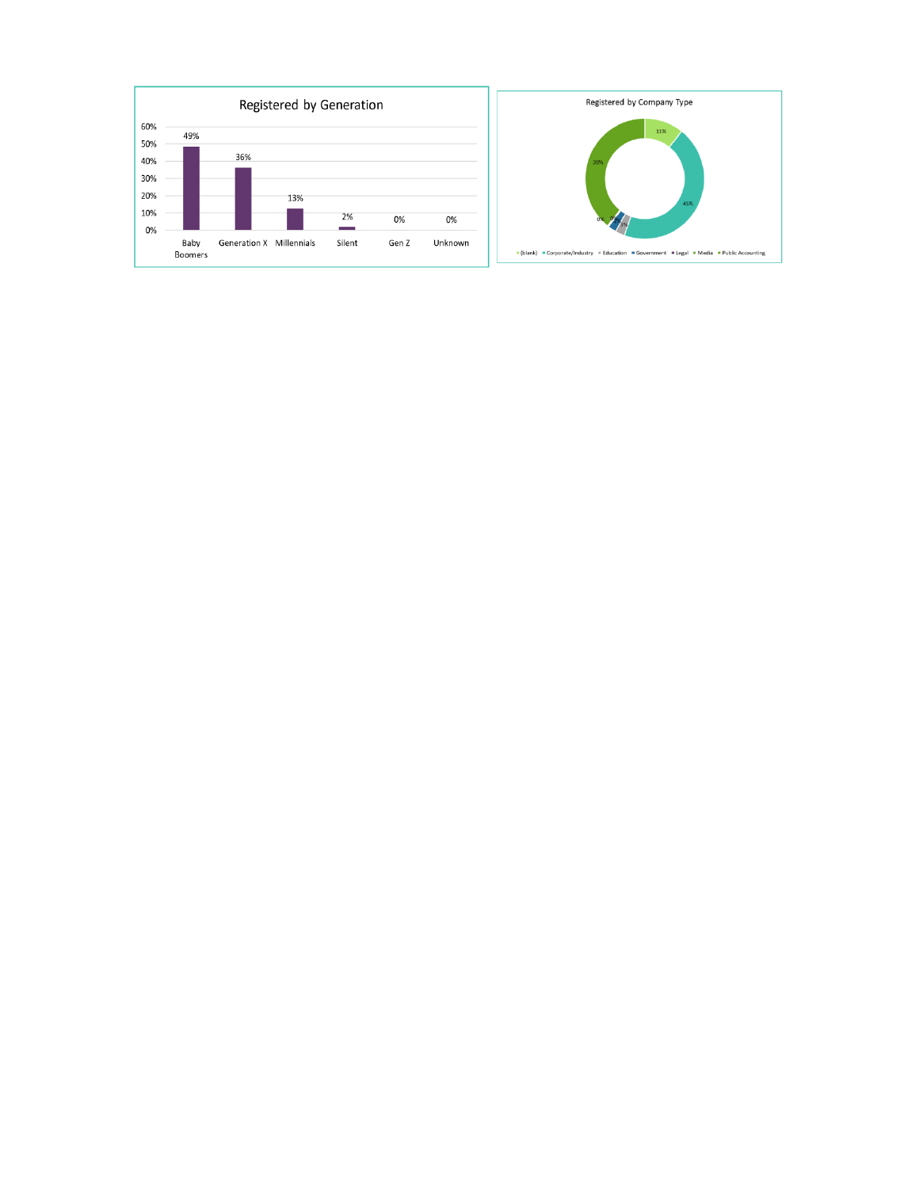Registered by Generation

60%
50%
40%
30%
20%
10%
0%

49%
36%
13%
2%
0%
0%

Baby Boomers
Generation X
Millennials
Silent
Gen Z
Unknown

Registered by Company Type

11%
45%
3%
0%
0%
39%

(blank) · Corporate/Industry · Education · Government · Legal · Media · Public Accounting